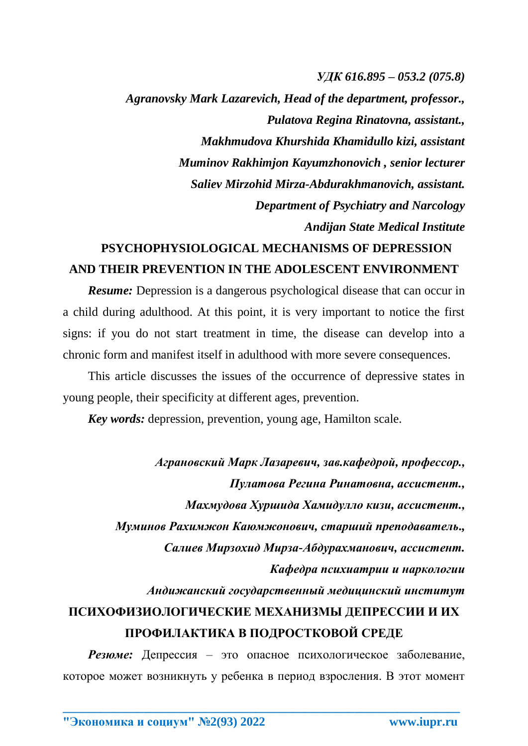*УДК 616.895 – 053.2 (075.8)*

***Agranovsky Mark Lazarevich, Head of the department, professor.,***

***Pulatova Regina Rinatovna, assistant.,***

***Makhmudova Khurshida Khamidullo kizi, assistant***

***Muminov Rakhimjon Kayumzhonovich , senior lecturer***

***Saliev Mirzohid Mirza-Abdurakhmanovich, assistant.***

***Department of Psychiatry and Narcology***

***Andijan State Medical Institute***

## PSYCHOPHYSIOLOGICAL MECHANISMS OF DEPRESSION AND THEIR PREVENTION IN THE ADOLESCENT ENVIRONMENT

***Resume:*** Depression is a dangerous psychological disease that can occur in a child during adulthood. At this point, it is very important to notice the first signs: if you do not start treatment in time, the disease can develop into a chronic form and manifest itself in adulthood with more severe consequences.

This article discusses the issues of the occurrence of depressive states in young people, their specificity at different ages, prevention.

***Key words:*** depression, prevention, young age, Hamilton scale.

***Аграновский Марк Лазаревич, зав.кафедрой, профессор.,***

***Пулатова Регина Ринатовна, ассистент.,***

***Махмудова Хуршида Хамидулло кизи, ассистент.,***

***Муминов Рахимжон Каюмжонович, старший преподаватель.,***

***Салиев Мирзохид Мирза-Абдурахманович, ассистент.***

***Кафедра психиатрии и наркологии***

***Андижанский государственный медицинский институт***

## ПСИХОФИЗИОЛОГИЧЕСКИЕ МЕХАНИЗМЫ ДЕПРЕССИИ И ИХ ПРОФИЛАКТИКА В ПОДРОСТКОВОЙ СРЕДЕ

***Резюме:*** Депрессия – это опасное психологическое заболевание, которое может возникнуть у ребенка в период взросления. В этот момент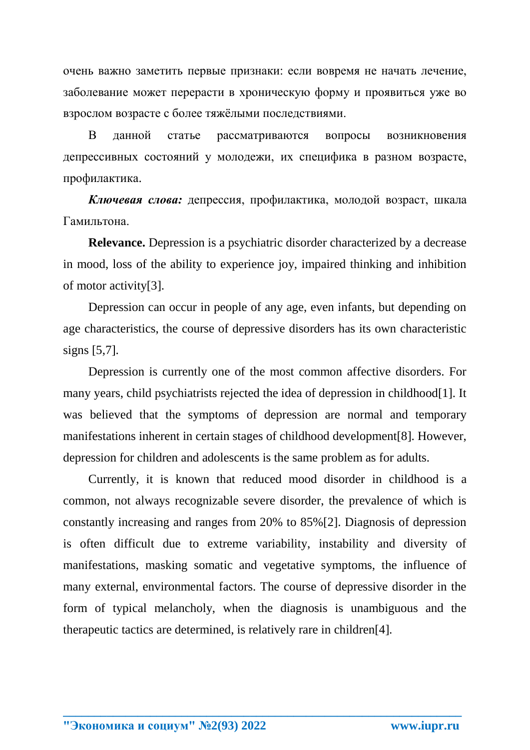очень важно заметить первые признаки: если вовремя не начать лечение, заболевание может перерасти в хроническую форму и проявиться уже во взрослом возрасте с более тяжёлыми последствиями.

В данной статье рассматриваются вопросы возникновения депрессивных состояний у молодежи, их специфика в разном возрасте, профилактика.

***Ключевая слова:*** депрессия, профилактика, молодой возраст, шкала Гамильтона.

**Relevance.** Depression is a psychiatric disorder characterized by a decrease in mood, loss of the ability to experience joy, impaired thinking and inhibition of motor activity[3].

Depression can occur in people of any age, even infants, but depending on age characteristics, the course of depressive disorders has its own characteristic signs [5,7].

Depression is currently one of the most common affective disorders. For many years, child psychiatrists rejected the idea of depression in childhood[1]. It was believed that the symptoms of depression are normal and temporary manifestations inherent in certain stages of childhood development[8]. However, depression for children and adolescents is the same problem as for adults.

Currently, it is known that reduced mood disorder in childhood is a common, not always recognizable severe disorder, the prevalence of which is constantly increasing and ranges from 20% to 85%[2]. Diagnosis of depression is often difficult due to extreme variability, instability and diversity of manifestations, masking somatic and vegetative symptoms, the influence of many external, environmental factors. The course of depressive disorder in the form of typical melancholy, when the diagnosis is unambiguous and the therapeutic tactics are determined, is relatively rare in children[4].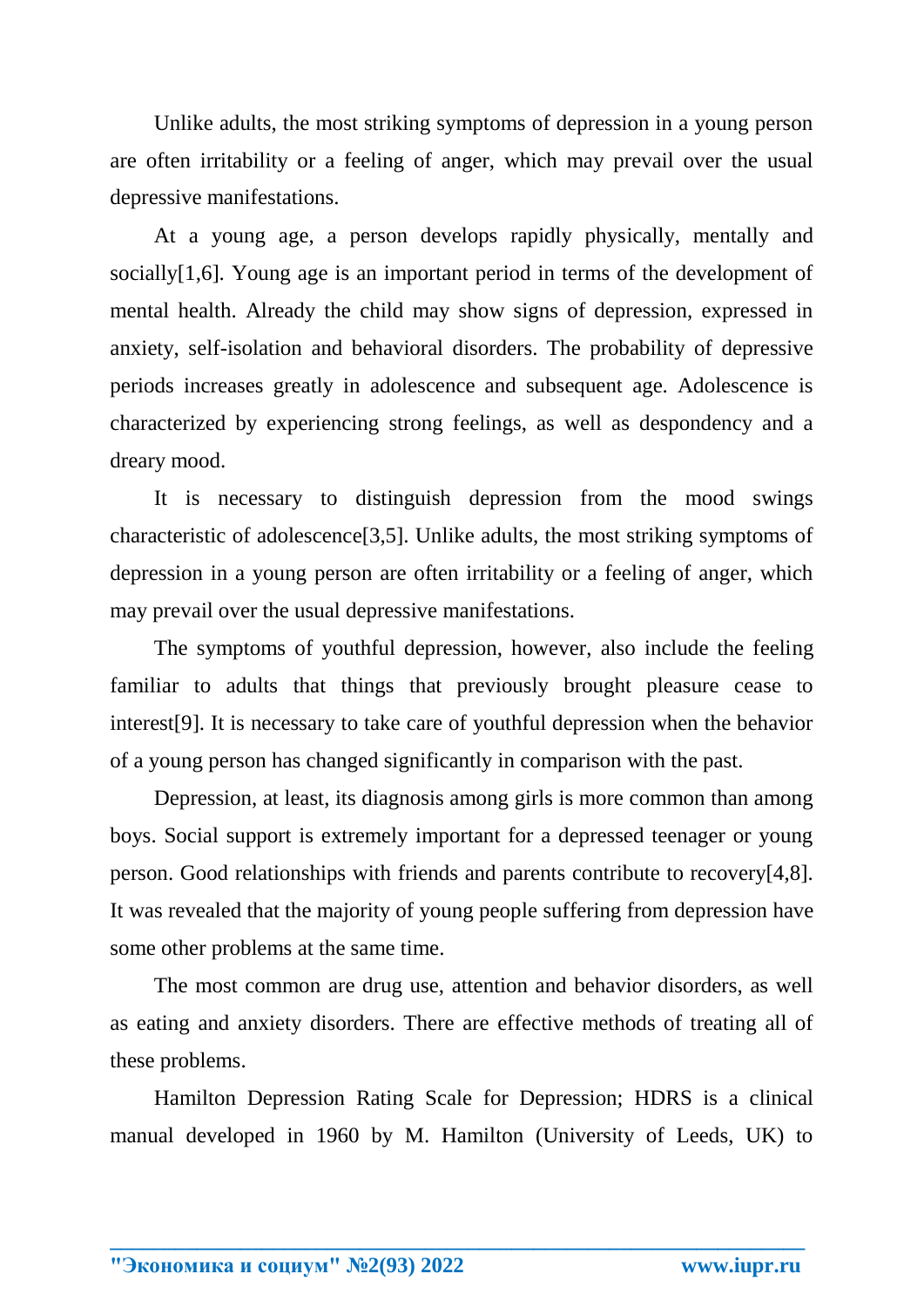Unlike adults, the most striking symptoms of depression in a young person are often irritability or a feeling of anger, which may prevail over the usual depressive manifestations.

At a young age, a person develops rapidly physically, mentally and socially[1,6]. Young age is an important period in terms of the development of mental health. Already the child may show signs of depression, expressed in anxiety, self-isolation and behavioral disorders. The probability of depressive periods increases greatly in adolescence and subsequent age. Adolescence is characterized by experiencing strong feelings, as well as despondency and a dreary mood.

It is necessary to distinguish depression from the mood swings characteristic of adolescence[3,5]. Unlike adults, the most striking symptoms of depression in a young person are often irritability or a feeling of anger, which may prevail over the usual depressive manifestations.

The symptoms of youthful depression, however, also include the feeling familiar to adults that things that previously brought pleasure cease to interest[9]. It is necessary to take care of youthful depression when the behavior of a young person has changed significantly in comparison with the past.

Depression, at least, its diagnosis among girls is more common than among boys. Social support is extremely important for a depressed teenager or young person. Good relationships with friends and parents contribute to recovery[4,8]. It was revealed that the majority of young people suffering from depression have some other problems at the same time.

The most common are drug use, attention and behavior disorders, as well as eating and anxiety disorders. There are effective methods of treating all of these problems.

Hamilton Depression Rating Scale for Depression; HDRS is a clinical manual developed in 1960 by M. Hamilton (University of Leeds, UK) to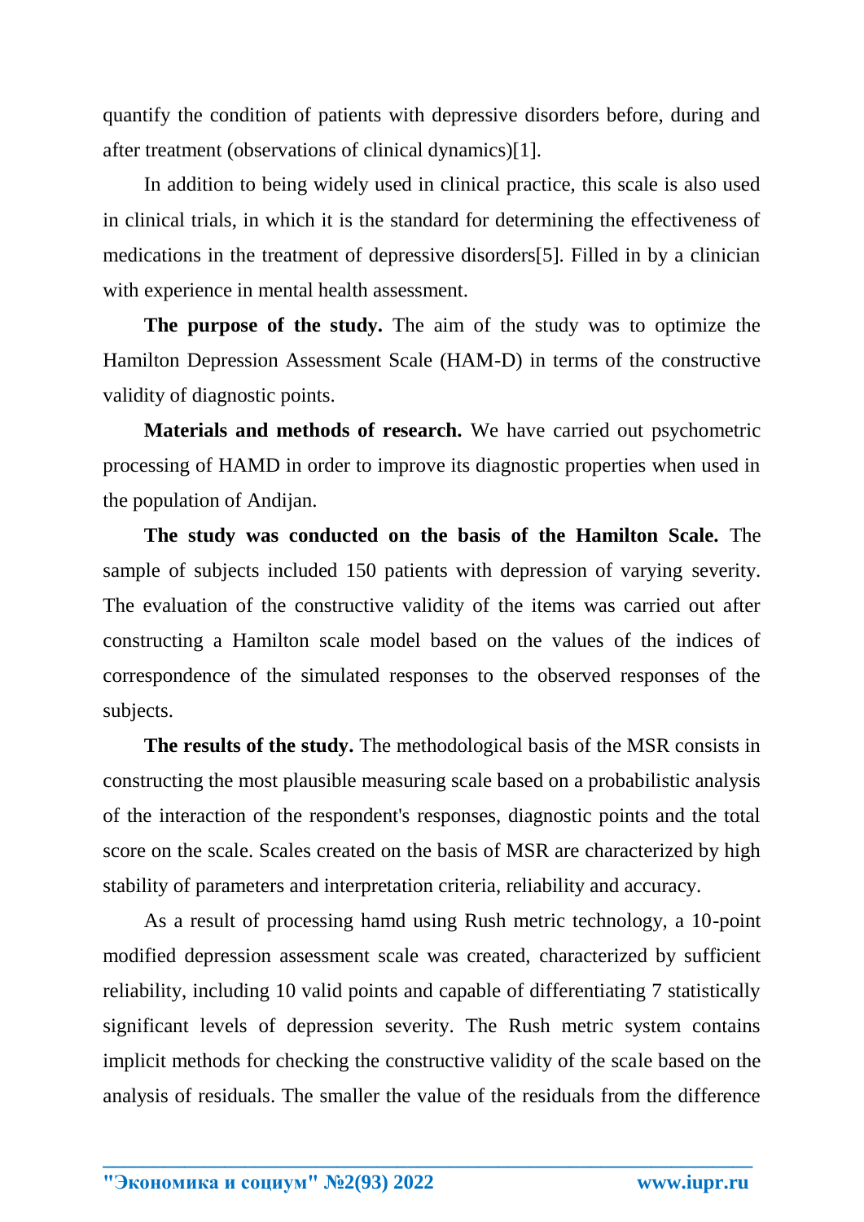quantify the condition of patients with depressive disorders before, during and after treatment (observations of clinical dynamics)[1].

In addition to being widely used in clinical practice, this scale is also used in clinical trials, in which it is the standard for determining the effectiveness of medications in the treatment of depressive disorders[5]. Filled in by a clinician with experience in mental health assessment.

**The purpose of the study.** The aim of the study was to optimize the Hamilton Depression Assessment Scale (HAM-D) in terms of the constructive validity of diagnostic points.

**Materials and methods of research.** We have carried out psychometric processing of HAMD in order to improve its diagnostic properties when used in the population of Andijan.

**The study was conducted on the basis of the Hamilton Scale.** The sample of subjects included 150 patients with depression of varying severity. The evaluation of the constructive validity of the items was carried out after constructing a Hamilton scale model based on the values of the indices of correspondence of the simulated responses to the observed responses of the subjects.

**The results of the study.** The methodological basis of the MSR consists in constructing the most plausible measuring scale based on a probabilistic analysis of the interaction of the respondent's responses, diagnostic points and the total score on the scale. Scales created on the basis of MSR are characterized by high stability of parameters and interpretation criteria, reliability and accuracy.

As a result of processing hamd using Rush metric technology, a 10-point modified depression assessment scale was created, characterized by sufficient reliability, including 10 valid points and capable of differentiating 7 statistically significant levels of depression severity. The Rush metric system contains implicit methods for checking the constructive validity of the scale based on the analysis of residuals. The smaller the value of the residuals from the difference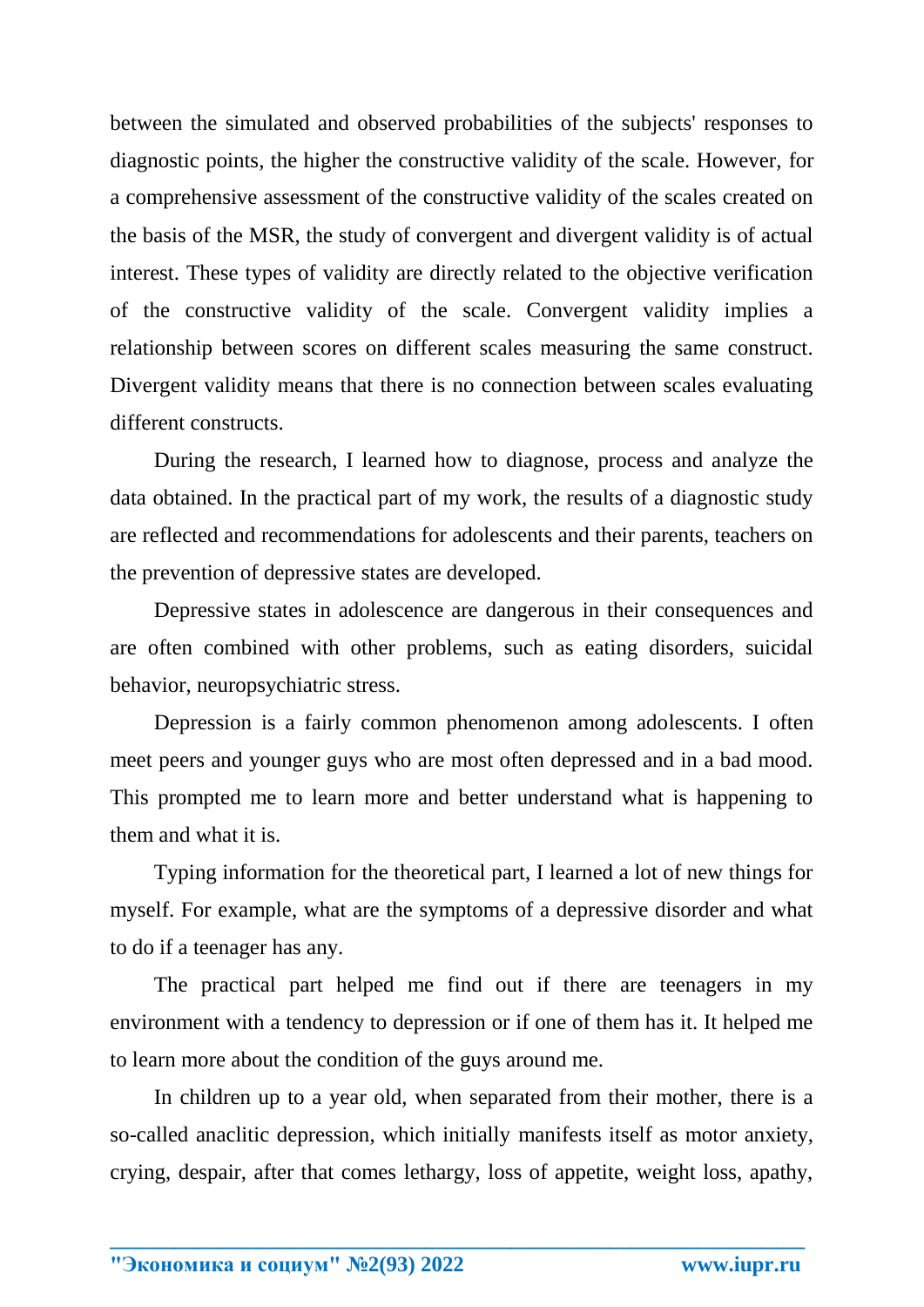between the simulated and observed probabilities of the subjects' responses to diagnostic points, the higher the constructive validity of the scale. However, for a comprehensive assessment of the constructive validity of the scales created on the basis of the MSR, the study of convergent and divergent validity is of actual interest. These types of validity are directly related to the objective verification of the constructive validity of the scale. Convergent validity implies a relationship between scores on different scales measuring the same construct. Divergent validity means that there is no connection between scales evaluating different constructs.

During the research, I learned how to diagnose, process and analyze the data obtained. In the practical part of my work, the results of a diagnostic study are reflected and recommendations for adolescents and their parents, teachers on the prevention of depressive states are developed.

Depressive states in adolescence are dangerous in their consequences and are often combined with other problems, such as eating disorders, suicidal behavior, neuropsychiatric stress.

Depression is a fairly common phenomenon among adolescents. I often meet peers and younger guys who are most often depressed and in a bad mood. This prompted me to learn more and better understand what is happening to them and what it is.

Typing information for the theoretical part, I learned a lot of new things for myself. For example, what are the symptoms of a depressive disorder and what to do if a teenager has any.

The practical part helped me find out if there are teenagers in my environment with a tendency to depression or if one of them has it. It helped me to learn more about the condition of the guys around me.

In children up to a year old, when separated from their mother, there is a so-called anaclitic depression, which initially manifests itself as motor anxiety, crying, despair, after that comes lethargy, loss of appetite, weight loss, apathy,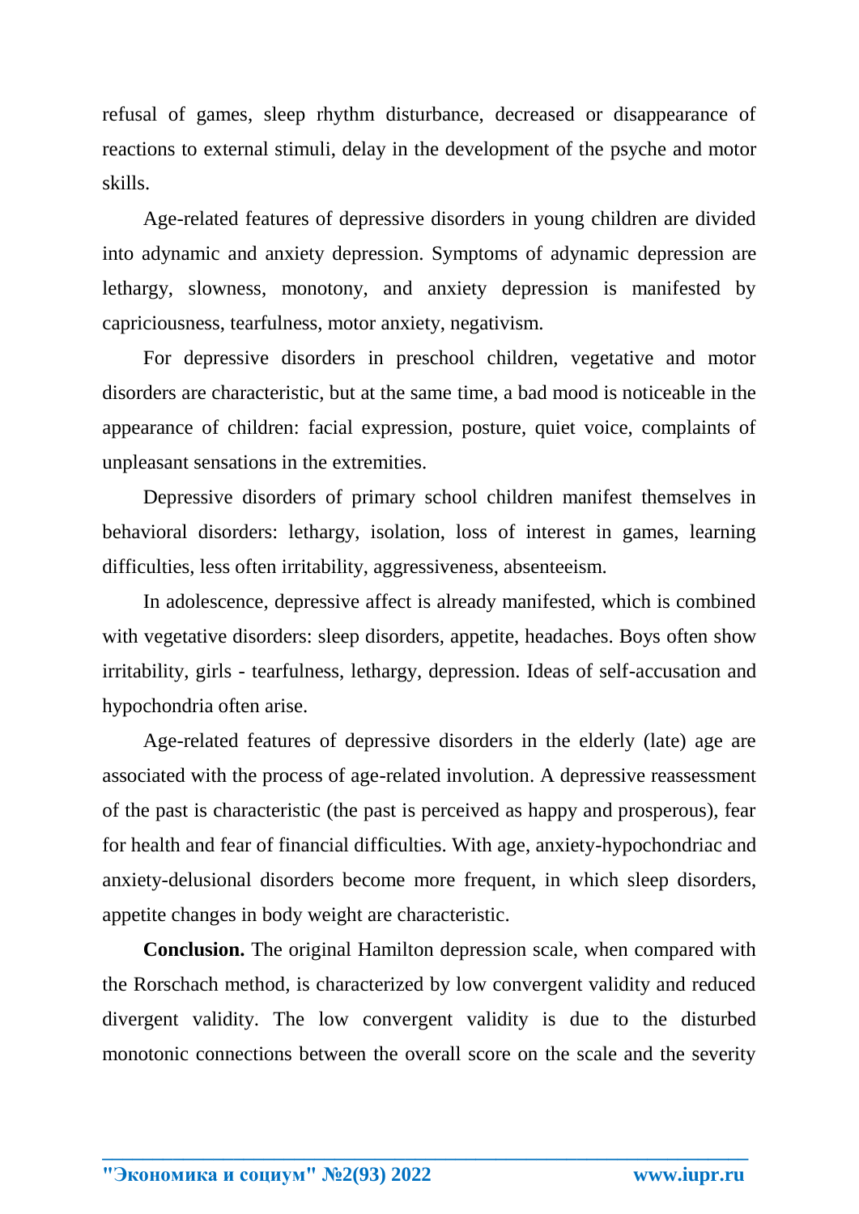refusal of games, sleep rhythm disturbance, decreased or disappearance of reactions to external stimuli, delay in the development of the psyche and motor skills.

Age-related features of depressive disorders in young children are divided into adynamic and anxiety depression. Symptoms of adynamic depression are lethargy, slowness, monotony, and anxiety depression is manifested by capriciousness, tearfulness, motor anxiety, negativism.

For depressive disorders in preschool children, vegetative and motor disorders are characteristic, but at the same time, a bad mood is noticeable in the appearance of children: facial expression, posture, quiet voice, complaints of unpleasant sensations in the extremities.

Depressive disorders of primary school children manifest themselves in behavioral disorders: lethargy, isolation, loss of interest in games, learning difficulties, less often irritability, aggressiveness, absenteeism.

In adolescence, depressive affect is already manifested, which is combined with vegetative disorders: sleep disorders, appetite, headaches. Boys often show irritability, girls - tearfulness, lethargy, depression. Ideas of self-accusation and hypochondria often arise.

Age-related features of depressive disorders in the elderly (late) age are associated with the process of age-related involution. A depressive reassessment of the past is characteristic (the past is perceived as happy and prosperous), fear for health and fear of financial difficulties. With age, anxiety-hypochondriac and anxiety-delusional disorders become more frequent, in which sleep disorders, appetite changes in body weight are characteristic.

**Conclusion.** The original Hamilton depression scale, when compared with the Rorschach method, is characterized by low convergent validity and reduced divergent validity. The low convergent validity is due to the disturbed monotonic connections between the overall score on the scale and the severity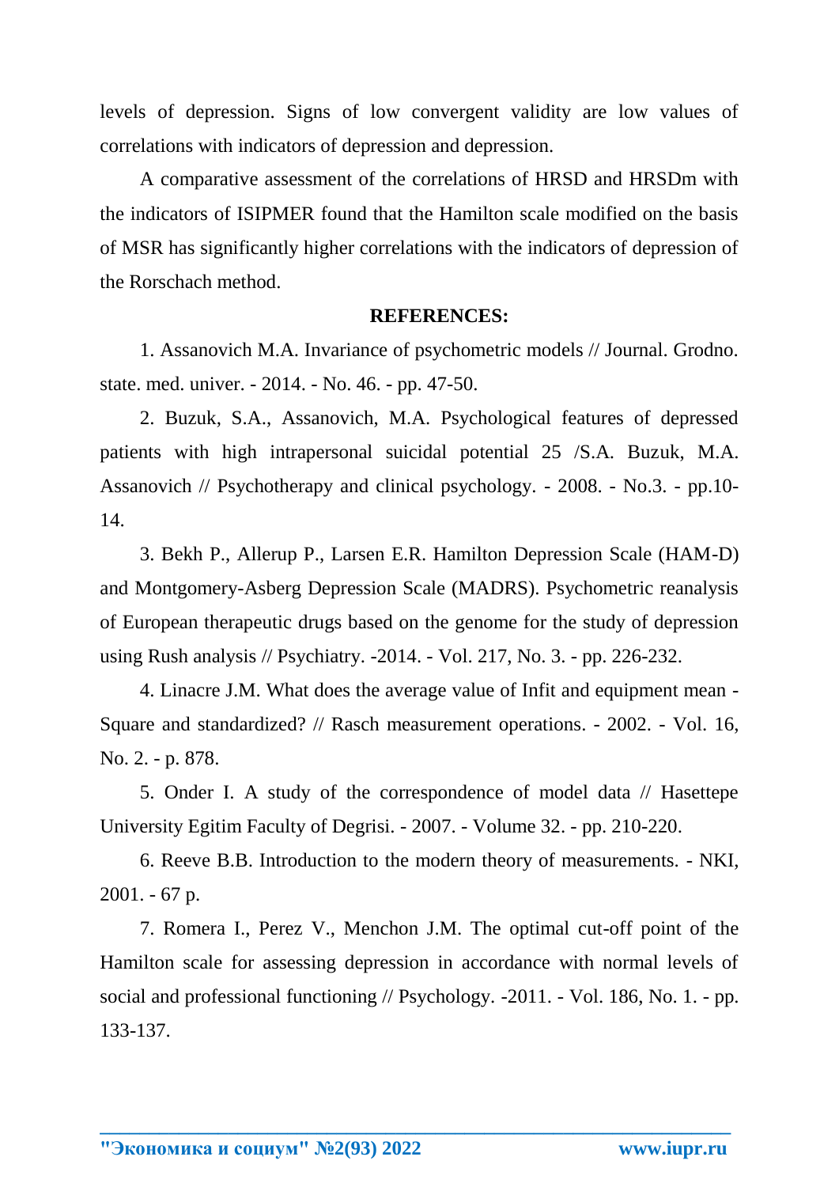levels of depression. Signs of low convergent validity are low values of correlations with indicators of depression and depression.

A comparative assessment of the correlations of HRSD and HRSDm with the indicators of ISIPMER found that the Hamilton scale modified on the basis of MSR has significantly higher correlations with the indicators of depression of the Rorschach method.

**REFERENCES:**

1. Assanovich M.A. Invariance of psychometric models // Journal. Grodno. state. med. univer. - 2014. - No. 46. - pp. 47-50.

2. Buzuk, S.A., Assanovich, M.A. Psychological features of depressed patients with high intrapersonal suicidal potential 25 /S.A. Buzuk, M.A. Assanovich // Psychotherapy and clinical psychology. - 2008. - No.3. - pp.10-14.

3. Bekh P., Allerup P., Larsen E.R. Hamilton Depression Scale (HAM-D) and Montgomery-Asberg Depression Scale (MADRS). Psychometric reanalysis of European therapeutic drugs based on the genome for the study of depression using Rush analysis // Psychiatry. -2014. - Vol. 217, No. 3. - pp. 226-232.

4. Linacre J.M. What does the average value of Infit and equipment mean - Square and standardized? // Rasch measurement operations. - 2002. - Vol. 16, No. 2. - p. 878.

5. Onder I. A study of the correspondence of model data // Hasettepe University Egitim Faculty of Degrisi. - 2007. - Volume 32. - pp. 210-220.

6. Reeve B.B. Introduction to the modern theory of measurements. - NKI, 2001. - 67 p.

7. Romera I., Perez V., Menchon J.M. The optimal cut-off point of the Hamilton scale for assessing depression in accordance with normal levels of social and professional functioning // Psychology. -2011. - Vol. 186, No. 1. - pp. 133-137.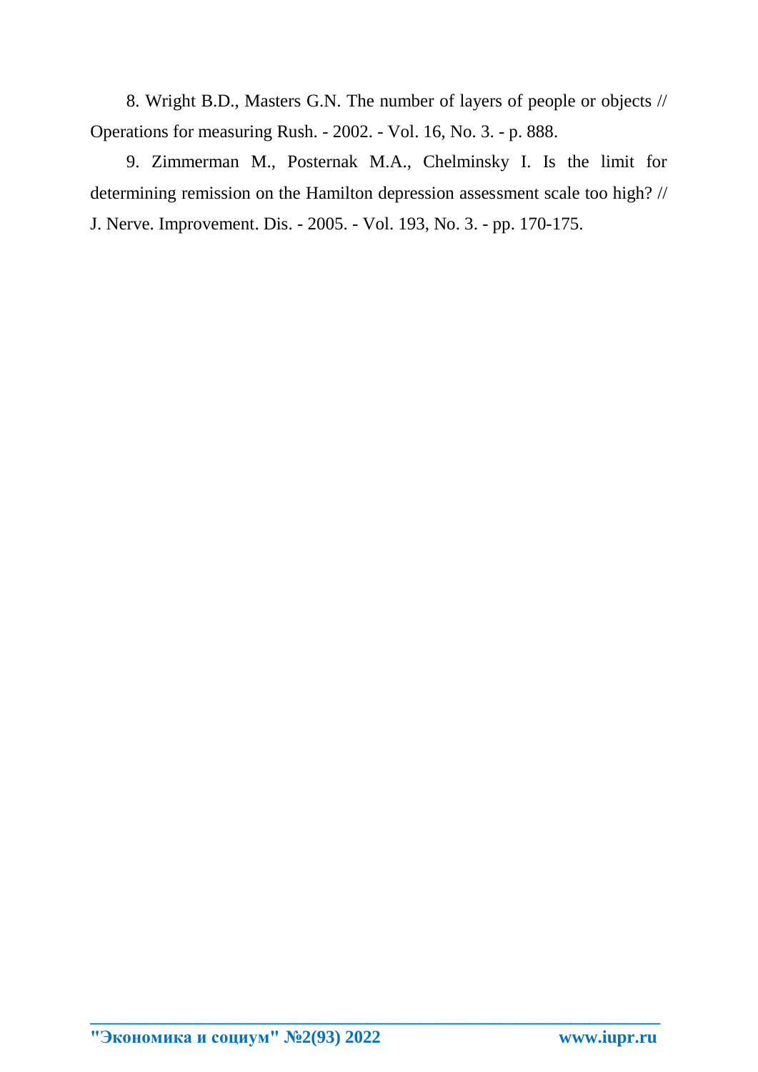8. Wright B.D., Masters G.N. The number of layers of people or objects // Operations for measuring Rush. - 2002. - Vol. 16, No. 3. - p. 888.

9. Zimmerman M., Posternak M.A., Chelminsky I. Is the limit for determining remission on the Hamilton depression assessment scale too high? // J. Nerve. Improvement. Dis. - 2005. - Vol. 193, No. 3. - pp. 170-175.